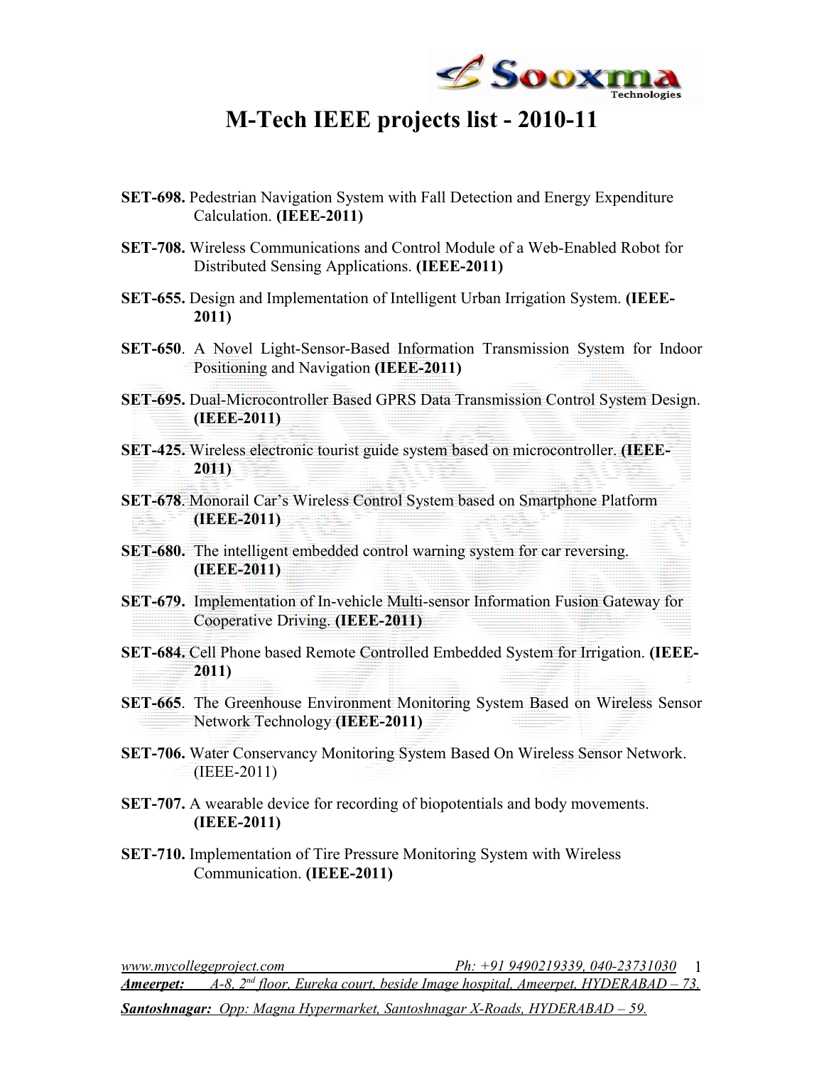# M-Tech IEEE projects list - 2010-11

**SET-698.** Pedestrian Navigation System with Fall Detection and Energy Expenditure Calculation. **(IEEE-2011)**

**SET-708.** Wireless Communications and Control Module of a Web-Enabled Robot for Distributed Sensing Applications. **(IEEE-2011)**

**SET-655.** Design and Implementation of Intelligent Urban Irrigation System. **(IEEE-2011)**

**SET-650**. A Novel Light-Sensor-Based Information Transmission System for Indoor Positioning and Navigation **(IEEE-2011)**

**SET-695.** Dual-Microcontroller Based GPRS Data Transmission Control System Design. **(IEEE-2011)**

**SET-425.** Wireless electronic tourist guide system based on microcontroller. **(IEEE-2011)**

**SET-678**. Monorail Car's Wireless Control System based on Smartphone Platform **(IEEE-2011)**

**SET-680.** The intelligent embedded control warning system for car reversing. **(IEEE-2011)**

**SET-679.** Implementation of In-vehicle Multi-sensor Information Fusion Gateway for Cooperative Driving. **(IEEE-2011)**

**SET-684.** Cell Phone based Remote Controlled Embedded System for Irrigation. **(IEEE-2011)**

**SET-665**. The Greenhouse Environment Monitoring System Based on Wireless Sensor Network Technology **(IEEE-2011)**

**SET-706.** Water Conservancy Monitoring System Based On Wireless Sensor Network. (IEEE-2011)

**SET-707.** A wearable device for recording of biopotentials and body movements. **(IEEE-2011)**

**SET-710.** Implementation of Tire Pressure Monitoring System with Wireless Communication. **(IEEE-2011)**

*www.mycollegeproject.com* *Ph: +91 9490219339, 040-23731030*

***Ameerpet:*** *A-8, 2nd floor, Eureka court, beside Image hospital, Ameerpet, HYDERABAD – 73.*

***Santoshnagar:*** *Opp: Magna Hypermarket, Santoshnagar X-Roads, HYDERABAD – 59.*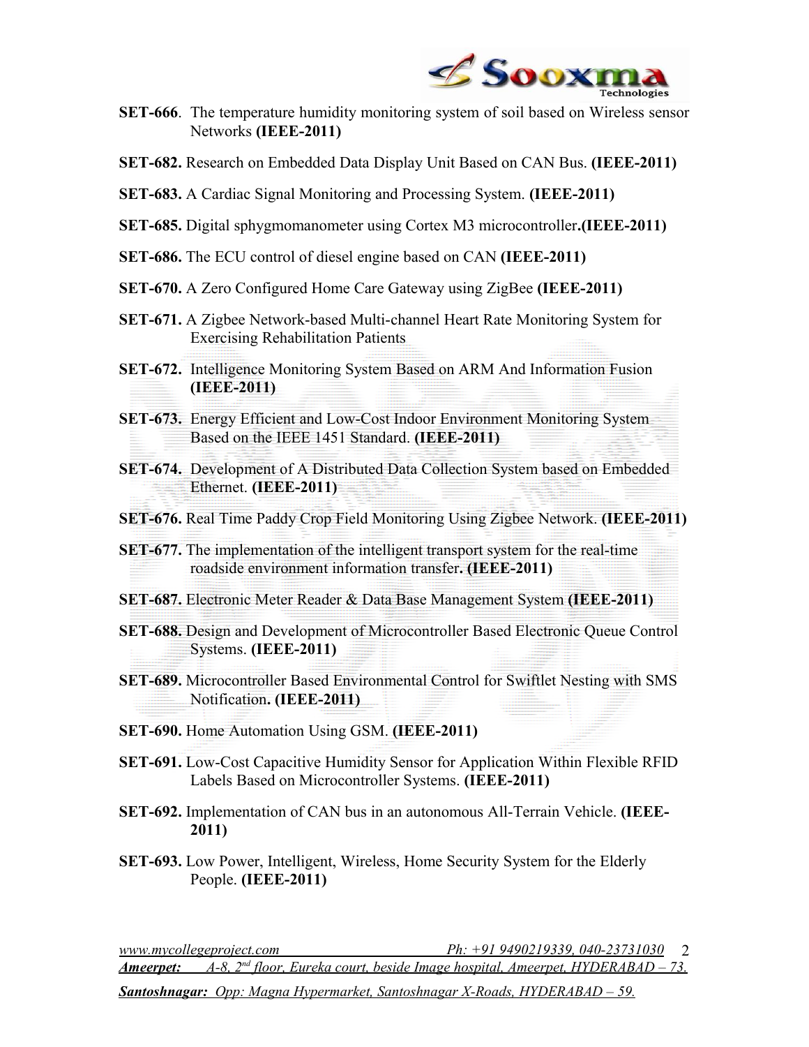**SET-666**. The temperature humidity monitoring system of soil based on Wireless sensor Networks **(IEEE-2011)**

**SET-682.** Research on Embedded Data Display Unit Based on CAN Bus. **(IEEE-2011)**

**SET-683.** A Cardiac Signal Monitoring and Processing System. **(IEEE-2011)**

**SET-685.** Digital sphygmomanometer using Cortex M3 microcontroller**.(IEEE-2011)**

**SET-686.** The ECU control of diesel engine based on CAN **(IEEE-2011)**

**SET-670.** A Zero Configured Home Care Gateway using ZigBee **(IEEE-2011)**

**SET-671.** A Zigbee Network-based Multi-channel Heart Rate Monitoring System for Exercising Rehabilitation Patients

**SET-672.** Intelligence Monitoring System Based on ARM And Information Fusion **(IEEE-2011)**

**SET-673.** Energy Efficient and Low-Cost Indoor Environment Monitoring System Based on the IEEE 1451 Standard. **(IEEE-2011)**

**SET-674.** Development of A Distributed Data Collection System based on Embedded Ethernet. **(IEEE-2011)**

**SET-676.** Real Time Paddy Crop Field Monitoring Using Zigbee Network. **(IEEE-2011)**

**SET-677.** The implementation of the intelligent transport system for the real-time roadside environment information transfer**. (IEEE-2011)**

**SET-687.** Electronic Meter Reader & Data Base Management System **(IEEE-2011)**

**SET-688.** Design and Development of Microcontroller Based Electronic Queue Control Systems. **(IEEE-2011)**

**SET-689.** Microcontroller Based Environmental Control for Swiftlet Nesting with SMS Notification**. (IEEE-2011)**

**SET-690.** Home Automation Using GSM. **(IEEE-2011)**

**SET-691.** Low-Cost Capacitive Humidity Sensor for Application Within Flexible RFID Labels Based on Microcontroller Systems. **(IEEE-2011)**

**SET-692.** Implementation of CAN bus in an autonomous All-Terrain Vehicle. **(IEEE-2011)**

**SET-693.** Low Power, Intelligent, Wireless, Home Security System for the Elderly People. **(IEEE-2011)**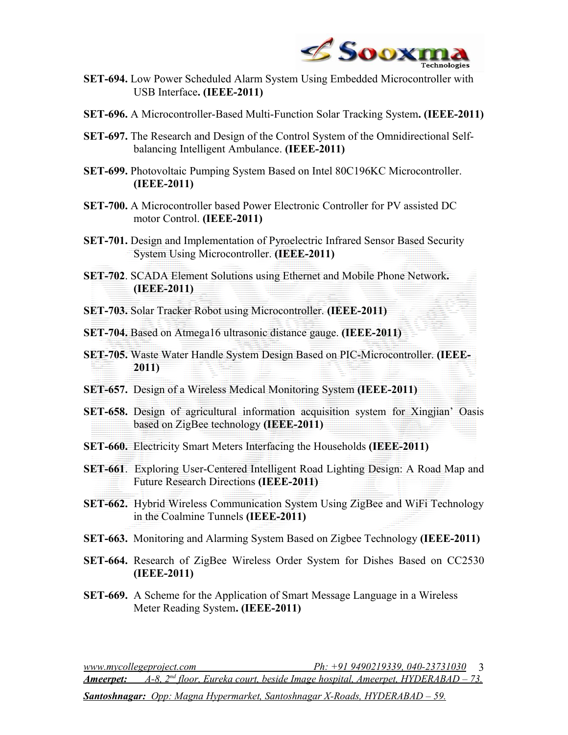**SET-694.** Low Power Scheduled Alarm System Using Embedded Microcontroller with USB Interface**. (IEEE-2011)**

**SET-696.** A Microcontroller-Based Multi-Function Solar Tracking System**. (IEEE-2011)**

**SET-697.** The Research and Design of the Control System of the Omnidirectional Self-balancing Intelligent Ambulance. **(IEEE-2011)**

**SET-699.** Photovoltaic Pumping System Based on Intel 80C196KC Microcontroller. **(IEEE-2011)**

**SET-700.** A Microcontroller based Power Electronic Controller for PV assisted DC motor Control. **(IEEE-2011)**

**SET-701.** Design and Implementation of Pyroelectric Infrared Sensor Based Security System Using Microcontroller. **(IEEE-2011)**

**SET-702**. SCADA Element Solutions using Ethernet and Mobile Phone Network**. (IEEE-2011)**

**SET-703.** Solar Tracker Robot using Microcontroller. **(IEEE-2011)**

**SET-704.** Based on Atmega16 ultrasonic distance gauge. **(IEEE-2011)**

**SET-705.** Waste Water Handle System Design Based on PIC-Microcontroller. **(IEEE-2011)**

**SET-657.** Design of a Wireless Medical Monitoring System **(IEEE-2011)**

**SET-658.** Design of agricultural information acquisition system for Xingjian' Oasis based on ZigBee technology **(IEEE-2011)**

**SET-660.** Electricity Smart Meters Interfacing the Households **(IEEE-2011)**

**SET-661**. Exploring User-Centered Intelligent Road Lighting Design: A Road Map and Future Research Directions **(IEEE-2011)**

**SET-662.** Hybrid Wireless Communication System Using ZigBee and WiFi Technology in the Coalmine Tunnels **(IEEE-2011)**

**SET-663.** Monitoring and Alarming System Based on Zigbee Technology **(IEEE-2011)**

**SET-664.** Research of ZigBee Wireless Order System for Dishes Based on CC2530 **(IEEE-2011)**

**SET-669.** A Scheme for the Application of Smart Message Language in a Wireless Meter Reading System**. (IEEE-2011)**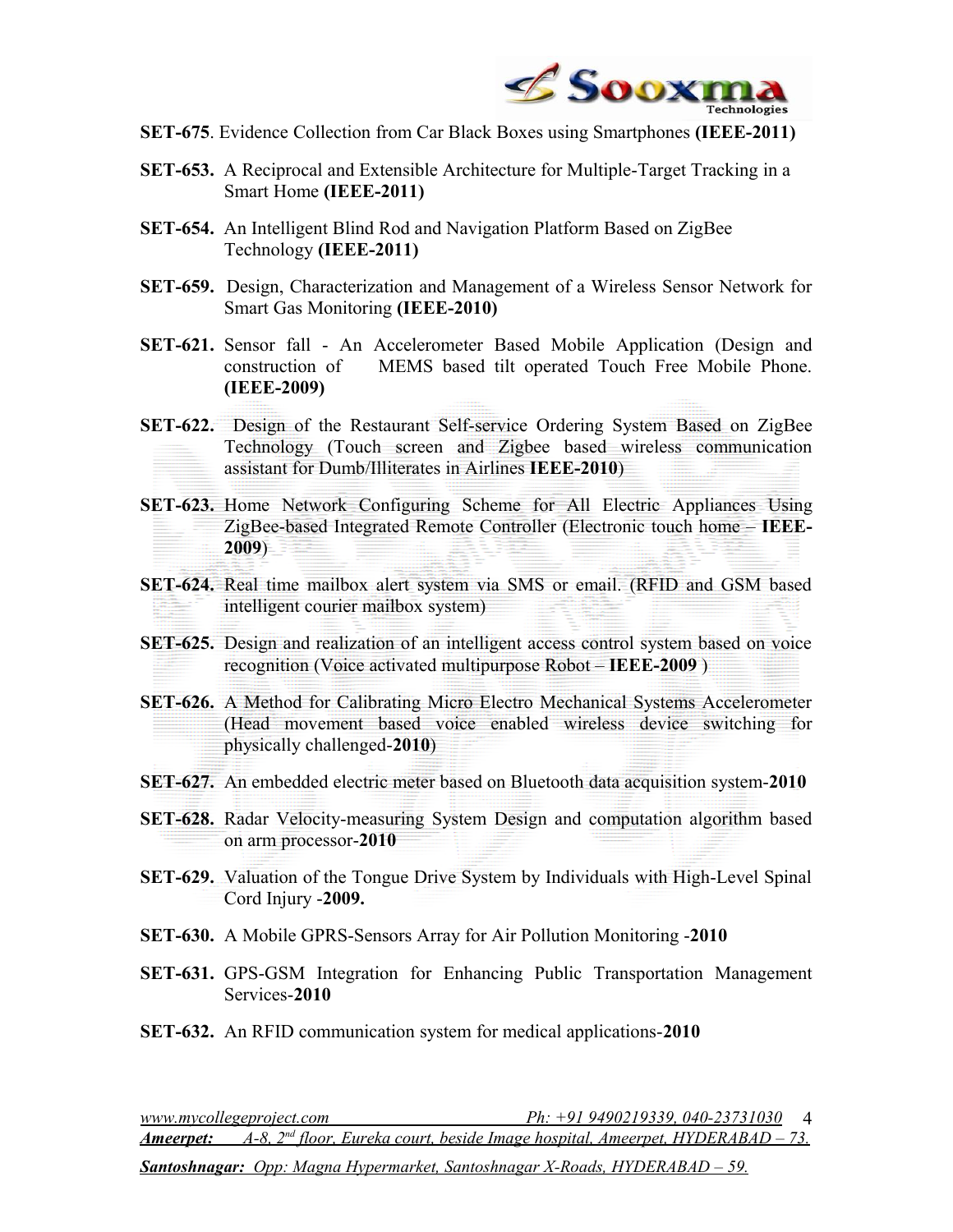**SET-675**. Evidence Collection from Car Black Boxes using Smartphones **(IEEE-2011)**

**SET-653.** A Reciprocal and Extensible Architecture for Multiple-Target Tracking in a Smart Home **(IEEE-2011)**

**SET-654.** An Intelligent Blind Rod and Navigation Platform Based on ZigBee Technology **(IEEE-2011)**

**SET-659.** Design, Characterization and Management of a Wireless Sensor Network for Smart Gas Monitoring **(IEEE-2010)**

**SET-621.** Sensor fall - An Accelerometer Based Mobile Application (Design and construction of MEMS based tilt operated Touch Free Mobile Phone. **(IEEE-2009)**

**SET-622.** Design of the Restaurant Self-service Ordering System Based on ZigBee Technology (Touch screen and Zigbee based wireless communication assistant for Dumb/Illiterates in Airlines **IEEE-2010**)

**SET-623.** Home Network Configuring Scheme for All Electric Appliances Using ZigBee-based Integrated Remote Controller (Electronic touch home – **IEEE-2009**)

**SET-624.** Real time mailbox alert system via SMS or email. (RFID and GSM based intelligent courier mailbox system)

**SET-625.** Design and realization of an intelligent access control system based on voice recognition (Voice activated multipurpose Robot – **IEEE-2009** )

**SET-626.** A Method for Calibrating Micro Electro Mechanical Systems Accelerometer (Head movement based voice enabled wireless device switching for physically challenged-**2010**)

**SET-627.** An embedded electric meter based on Bluetooth data acquisition system-**2010**

**SET-628.** Radar Velocity-measuring System Design and computation algorithm based on arm processor-**2010**

**SET-629.** Valuation of the Tongue Drive System by Individuals with High-Level Spinal Cord Injury -**2009.**

**SET-630.** A Mobile GPRS-Sensors Array for Air Pollution Monitoring -**2010**

**SET-631.** GPS-GSM Integration for Enhancing Public Transportation Management Services-**2010**

**SET-632.** An RFID communication system for medical applications-**2010**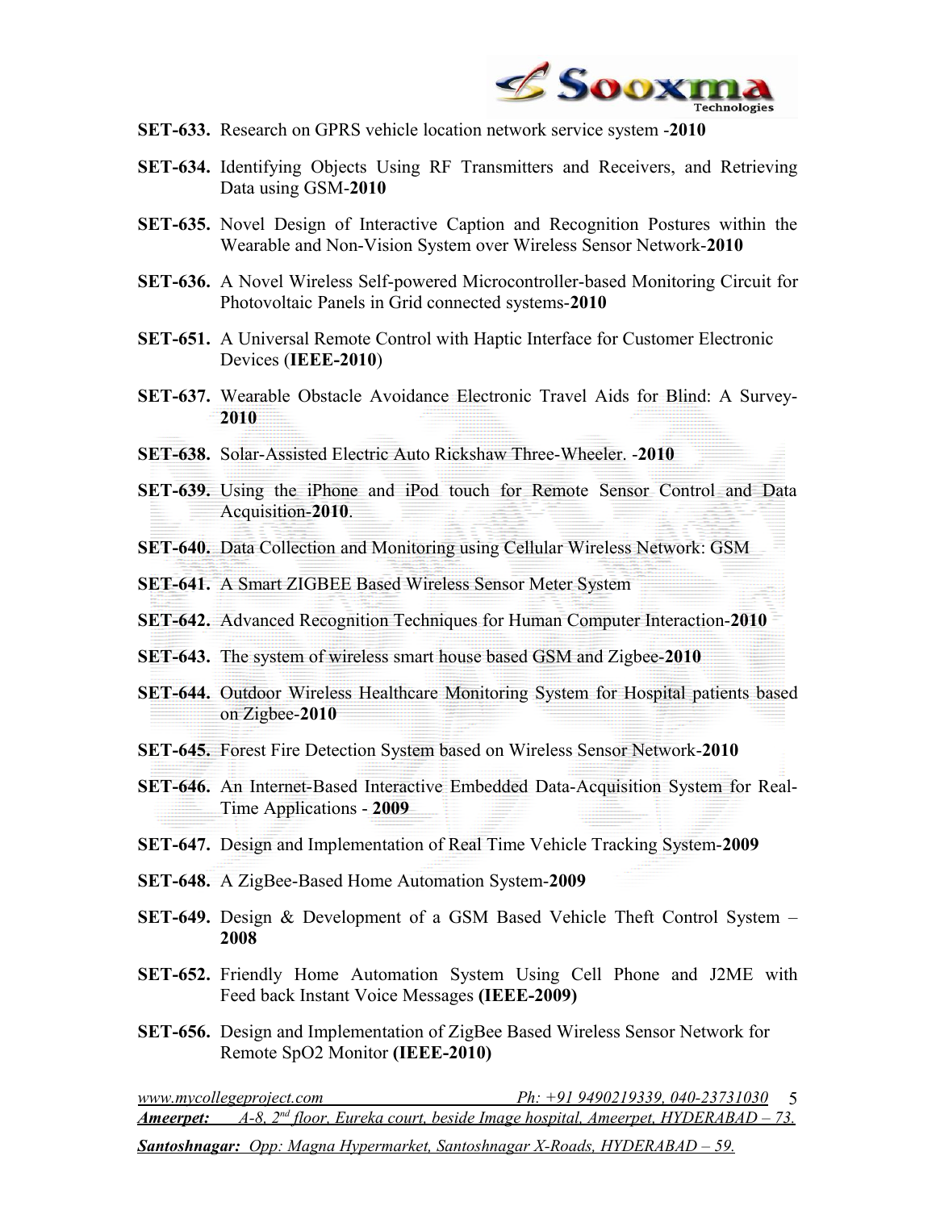**SET-633.** Research on GPRS vehicle location network service system -**2010**

**SET-634.** Identifying Objects Using RF Transmitters and Receivers, and Retrieving Data using GSM-**2010**

**SET-635.** Novel Design of Interactive Caption and Recognition Postures within the Wearable and Non-Vision System over Wireless Sensor Network-**2010**

**SET-636.** A Novel Wireless Self-powered Microcontroller-based Monitoring Circuit for Photovoltaic Panels in Grid connected systems-**2010**

**SET-651.** A Universal Remote Control with Haptic Interface for Customer Electronic Devices (**IEEE-2010**)

**SET-637.** Wearable Obstacle Avoidance Electronic Travel Aids for Blind: A Survey-**2010**

**SET-638.** Solar-Assisted Electric Auto Rickshaw Three-Wheeler. -**2010**

**SET-639.** Using the iPhone and iPod touch for Remote Sensor Control and Data Acquisition-**2010**.

**SET-640.** Data Collection and Monitoring using Cellular Wireless Network: GSM

**SET-641.** A Smart ZIGBEE Based Wireless Sensor Meter System

**SET-642.** Advanced Recognition Techniques for Human Computer Interaction-**2010**

**SET-643.** The system of wireless smart house based GSM and Zigbee-**2010**

**SET-644.** Outdoor Wireless Healthcare Monitoring System for Hospital patients based on Zigbee-**2010**

**SET-645.** Forest Fire Detection System based on Wireless Sensor Network-**2010**

**SET-646.** An Internet-Based Interactive Embedded Data-Acquisition System for Real-Time Applications - **2009**

**SET-647.** Design and Implementation of Real Time Vehicle Tracking System-**2009**

**SET-648.** A ZigBee-Based Home Automation System-**2009**

**SET-649.** Design & Development of a GSM Based Vehicle Theft Control System – **2008**

**SET-652.** Friendly Home Automation System Using Cell Phone and J2ME with Feed back Instant Voice Messages **(IEEE-2009)**

**SET-656.** Design and Implementation of ZigBee Based Wireless Sensor Network for Remote SpO2 Monitor **(IEEE-2010)**